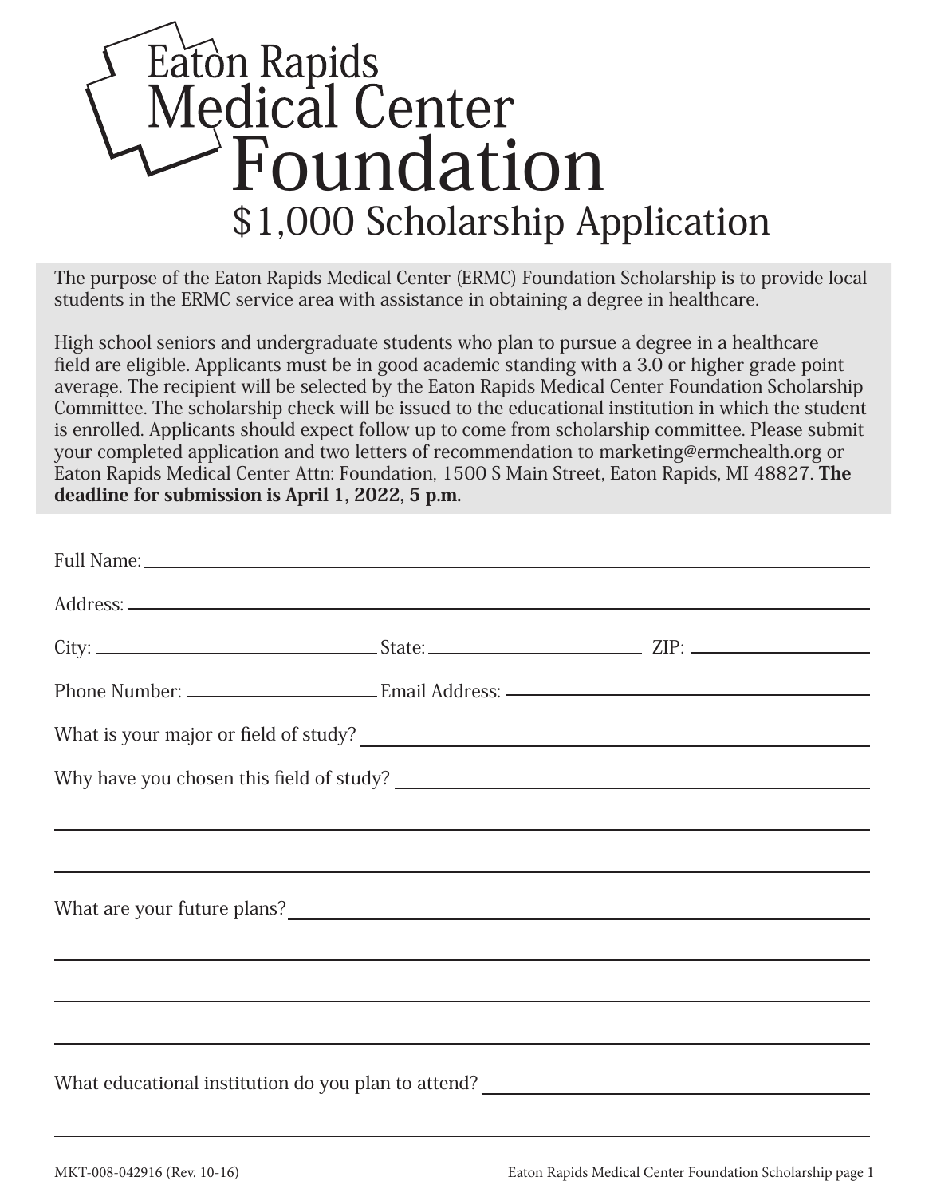// Eaton Rapids Medical Center

# Foundation

## $1,000 Scholarship Application

The purpose of the Eaton Rapids Medical Center (ERMC) Foundation Scholarship is to provide local students in the ERMC service area with assistance in obtaining a degree in healthcare.

High school seniors and undergraduate students who plan to pursue a degree in a healthcare field are eligible. Applicants must be in good academic standing with a 3.0 or higher grade point average. The recipient will be selected by the Eaton Rapids Medical Center Foundation Scholarship Committee. The scholarship check will be issued to the educational institution in which the student is enrolled. Applicants should expect follow up to come from scholarship committee. Please submit your completed application and two letters of recommendation to marketing@ermchealth.org or Eaton Rapids Medical Center Attn: Foundation, 1500 S Main Street, Eaton Rapids, MI 48827. **The deadline for submission is April 1, 2022, 5 p.m.**

Full Name: ______________________________________________

Address: ______________________________________________

City: ____________________ State: ____________________ ZIP: ____________________

Phone Number: ____________________ Email Address: ____________________

What is your major or field of study? ______________________________________________

Why have you chosen this field of study? ______________________________________________

______________________________________________

______________________________________________

What are your future plans? ______________________________________________

______________________________________________

______________________________________________

______________________________________________

What educational institution do you plan to attend? ______________________________________________

______________________________________________

MKT-008-042916 (Rev. 10-16)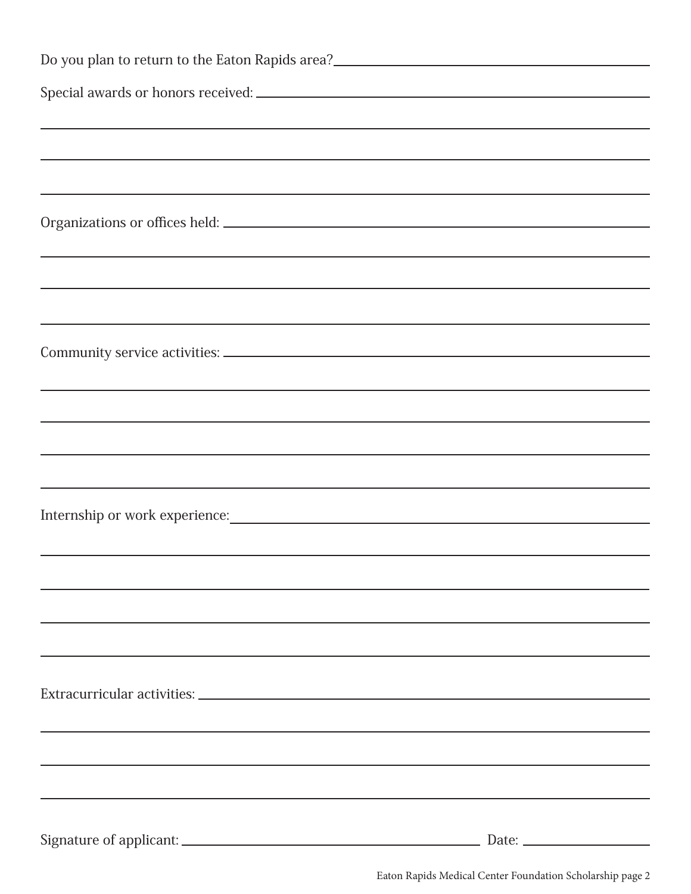Do you plan to return to the Eaton Rapids area? ______________________________

Special awards or honors received: ______________________________

______________________________

______________________________

______________________________

Organizations or offices held: ______________________________

______________________________

______________________________

______________________________

Community service activities: ______________________________

______________________________

______________________________

______________________________

______________________________

Internship or work experience: ______________________________

______________________________

______________________________

______________________________

______________________________

Extracurricular activities: ______________________________

______________________________

______________________________

______________________________

Signature of applicant: ______________________________ Date: ______________